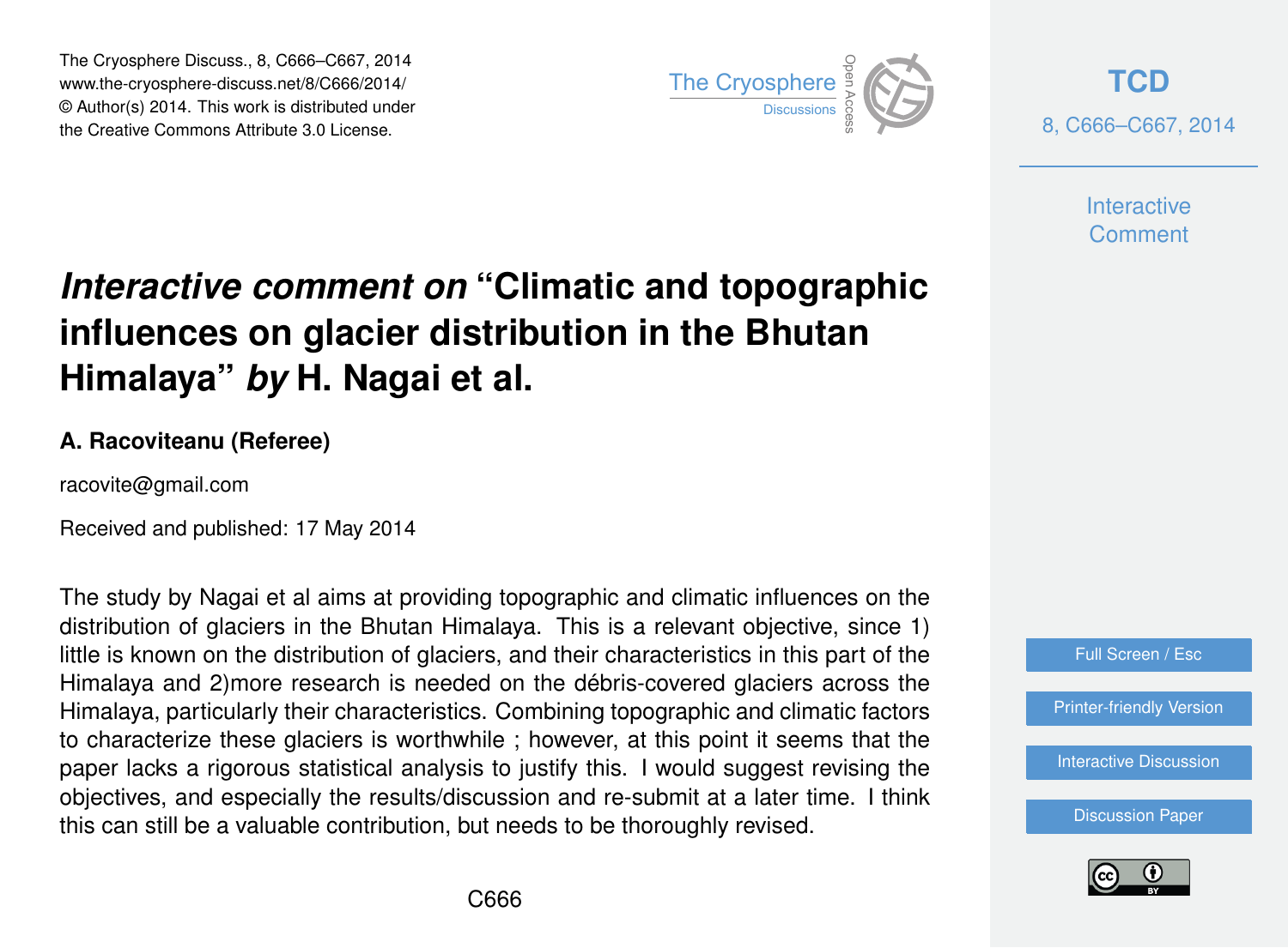# *Interactive comment on* "Climatic and topographic influences on glacier distribution in the Bhutan Himalaya" *by* H. Nagai et al.

**A. Racoviteanu (Referee)**

racovite@gmail.com

Received and published: 17 May 2014

The study by Nagai et al aims at providing topographic and climatic influences on the distribution of glaciers in the Bhutan Himalaya. This is a relevant objective, since 1) little is known on the distribution of glaciers, and their characteristics in this part of the Himalaya and 2)more research is needed on the débris-covered glaciers across the Himalaya, particularly their characteristics. Combining topographic and climatic factors to characterize these glaciers is worthwhile ; however, at this point it seems that the paper lacks a rigorous statistical analysis to justify this. I would suggest revising the objectives, and especially the results/discussion and re-submit at a later time. I think this can still be a valuable contribution, but needs to be thoroughly revised.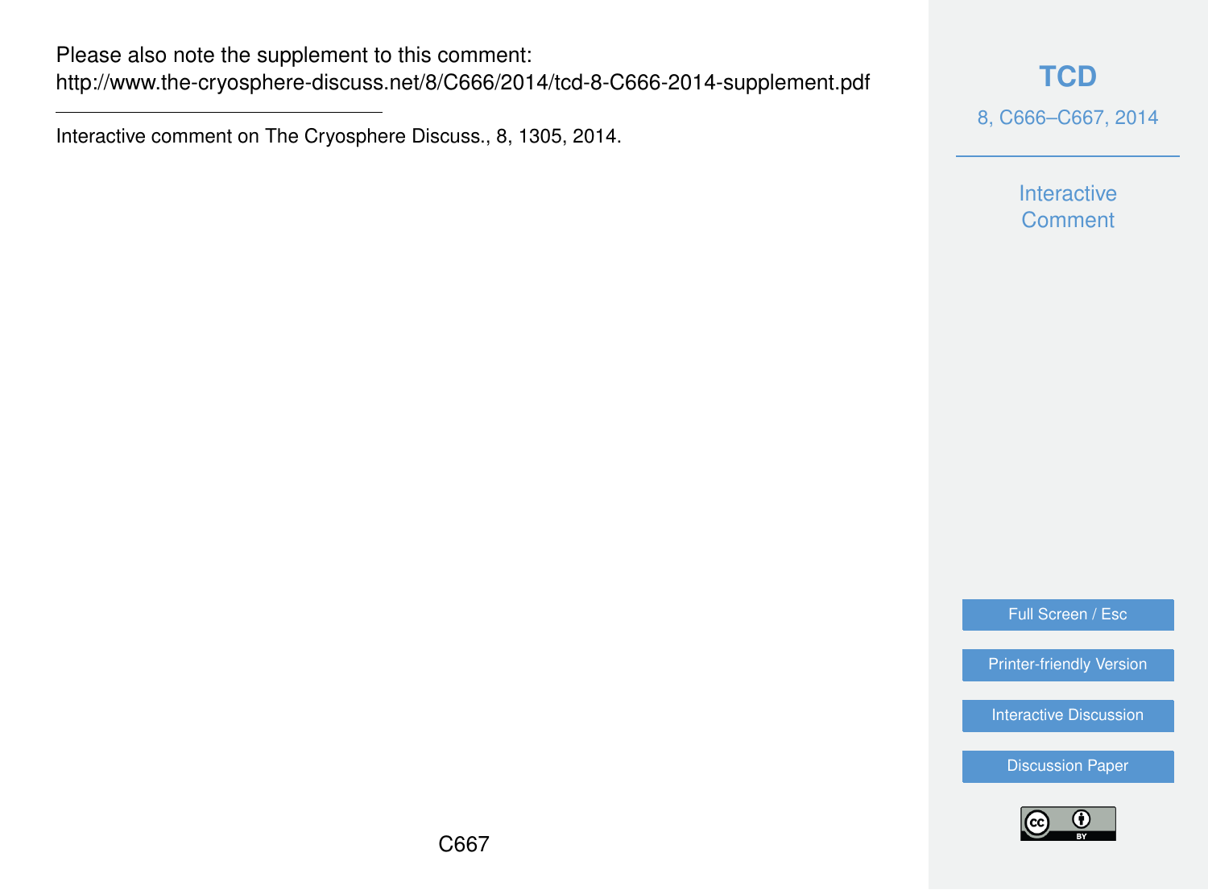Please also note the supplement to this comment:
http://www.the-cryosphere-discuss.net/8/C666/2014/tcd-8-C666-2014-supplement.pdf

---

Interactive comment on The Cryosphere Discuss., 8, 1305, 2014.